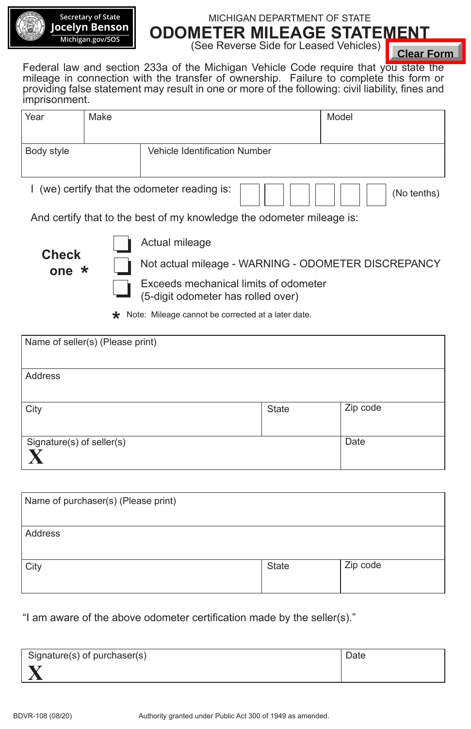Secretary of State
Jocelyn Benson
Michigan.gov/SOS

MICHIGAN DEPARTMENT OF STATE

# ODOMETER MILEAGE STATEMENT

(See Reverse Side for Leased Vehicles)

Clear Form

Federal law and section 233a of the Michigan Vehicle Code require that you state the mileage in connection with the transfer of ownership. Failure to complete this form or providing false statement may result in one or more of the following: civil liability, fines and imprisonment.

| Year | Make | Model |
|---|---|---|
| | | |

| Body style | Vehicle Identification Number |
|---|---|
| | |

I (we) certify that the odometer reading is: ☐ ☐ ☐ ☐ ☐ ☐ (No tenths)

And certify that to the best of my knowledge the odometer mileage is:

**Check one** *

- ☐ Actual mileage
- ☐ Not actual mileage - WARNING - ODOMETER DISCREPANCY
- ☐ Exceeds mechanical limits of odometer (5-digit odometer has rolled over)

* Note: Mileage cannot be corrected at a later date.

| Name of seller(s) (Please print) | | |
|---|---|---|
| **Address** | | |
| **City** | **State** | **Zip code** |

| Signature(s) of seller(s) | Date |
|---|---|
| **X** | |

| Name of purchaser(s) (Please print) | | |
|---|---|---|
| **Address** | | |
| **City** | **State** | **Zip code** |

"I am aware of the above odometer certification made by the seller(s)."

| Signature(s) of purchaser(s) | Date |
|---|---|
| **X** | |

BDVR-108 (08/20)

Authority granted under Public Act 300 of 1949 as amended.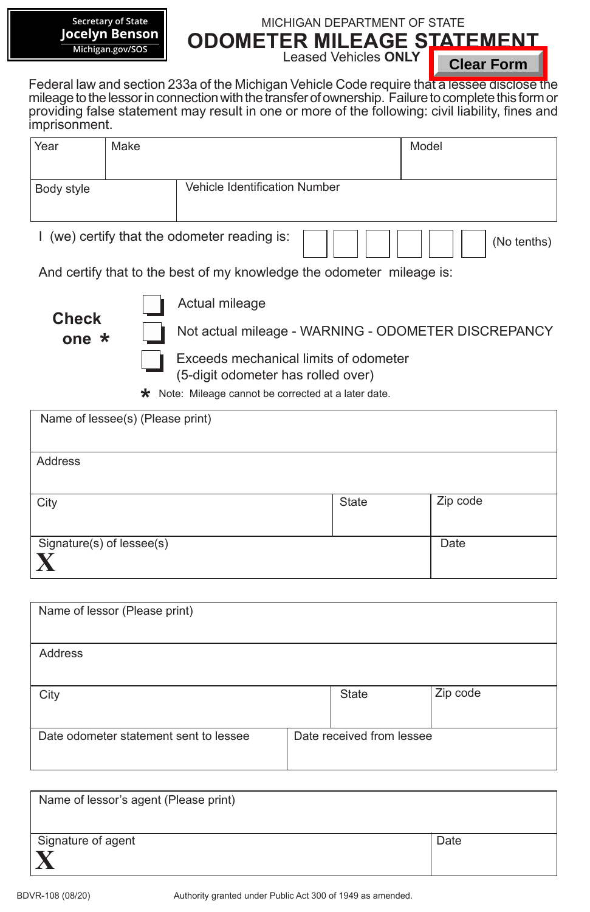Secretary of State
Jocelyn Benson
Michigan.gov/SOS

MICHIGAN DEPARTMENT OF STATE

# ODOMETER MILEAGE STATEMENT

Leased Vehicles **ONLY**

Clear Form

Federal law and section 233a of the Michigan Vehicle Code require that a lessee disclose the mileage to the lessor in connection with the transfer of ownership. Failure to complete this form or providing false statement may result in one or more of the following: civil liability, fines and imprisonment.

| | | |
|---|---|---|
| Year | Make | Model |
| Body style | Vehicle Identification Number | |

I (we) certify that the odometer reading is: ☐☐☐☐☐☐ (No tenths)

And certify that to the best of my knowledge the odometer mileage is:

**Check one** *

- ☐ Actual mileage
- ☐ Not actual mileage - WARNING - ODOMETER DISCREPANCY
- ☐ Exceeds mechanical limits of odometer (5-digit odometer has rolled over)

* Note: Mileage cannot be corrected at a later date.

| | | |
|---|---|---|
| Name of lessee(s) (Please print) | | |
| Address | | |
| City | State | Zip code |
| Signature(s) of lessee(s) X | | Date |

| | | |
|---|---|---|
| Name of lessor (Please print) | | |
| Address | | |
| City | State | Zip code |
| Date odometer statement sent to lessee | Date received from lessee | |

| | |
|---|---|
| Name of lessor's agent (Please print) | |
| Signature of agent X | Date |

BDVR-108 (08/20) Authority granted under Public Act 300 of 1949 as amended.